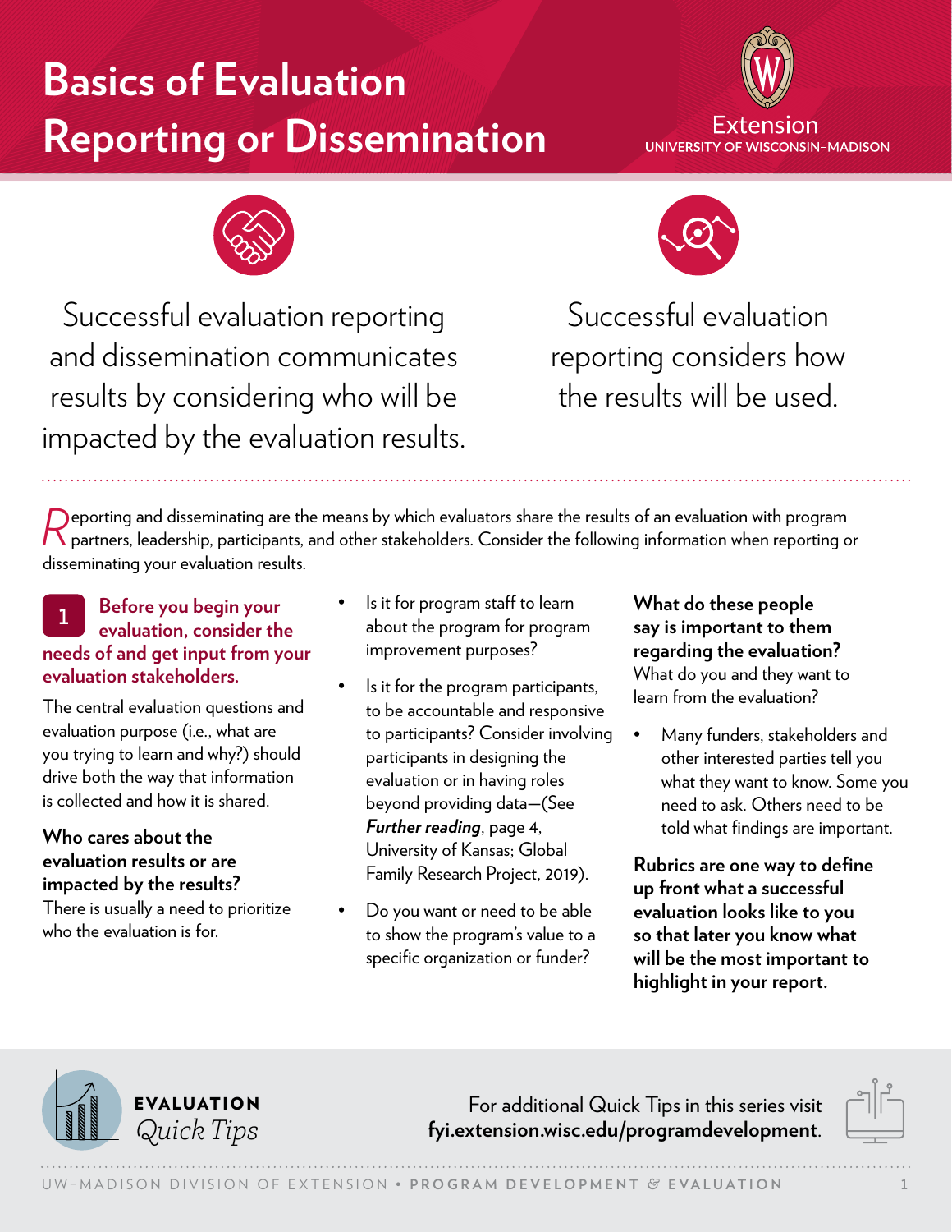# Basics of Evaluation Reporting or Dissemination

Successful evaluation reporting and dissemination communicates results by considering who will be impacted by the evaluation results.

Successful evaluation reporting considers how the results will be used.

Reporting and disseminating are the means by which evaluators share the results of an evaluation with program partners, leadership, participants, and other stakeholders. Consider the following information when reporting or disseminating your evaluation results.

## 1 Before you begin your evaluation, consider the needs of and get input from your evaluation stakeholders.

The central evaluation questions and evaluation purpose (i.e., what are you trying to learn and why?) should drive both the way that information is collected and how it is shared.

**Who cares about the evaluation results or are impacted by the results?**
There is usually a need to prioritize who the evaluation is for.

- Is it for program staff to learn about the program for program improvement purposes?
- Is it for the program participants, to be accountable and responsive to participants? Consider involving participants in designing the evaluation or in having roles beyond providing data—(See ***Further reading***, page 4, University of Kansas; Global Family Research Project, 2019).
- Do you want or need to be able to show the program's value to a specific organization or funder?

**What do these people say is important to them regarding the evaluation?**
What do you and they want to learn from the evaluation?

- Many funders, stakeholders and other interested parties tell you what they want to know. Some you need to ask. Others need to be told what findings are important.

**Rubrics are one way to define up front what a successful evaluation looks like to you so that later you know what will be the most important to highlight in your report.**

EVALUATION *Quick Tips*

For additional Quick Tips in this series visit **fyi.extension.wisc.edu/programdevelopment**.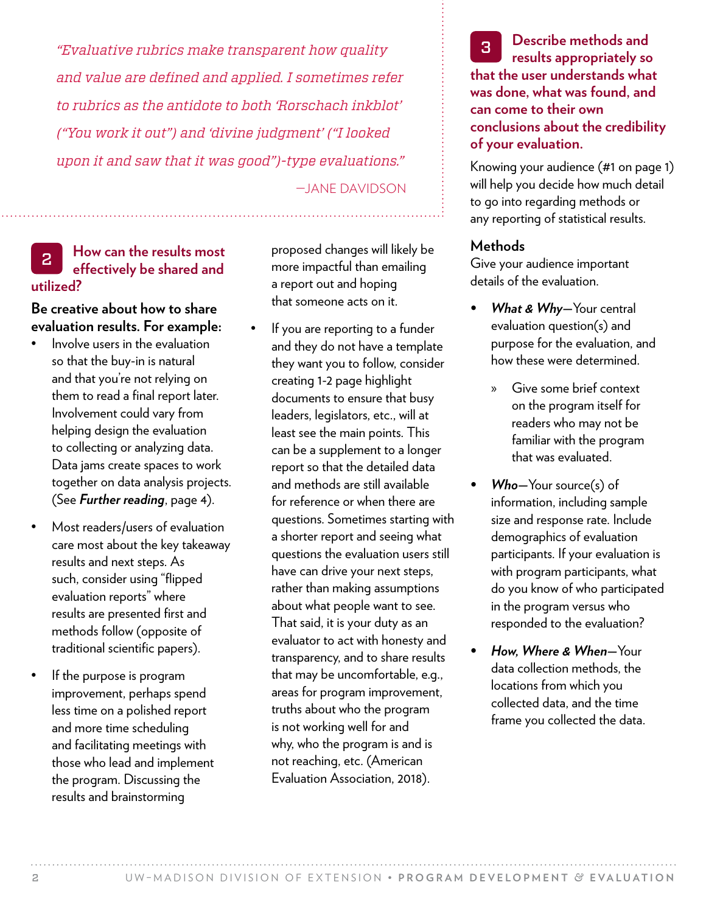*"Evaluative rubrics make transparent how quality and value are defined and applied. I sometimes refer to rubrics as the antidote to both 'Rorschach inkblot' ("You work it out") and 'divine judgment' ("I looked upon it and saw that it was good")-type evaluations."*

—JANE DAVIDSON

## 2 How can the results most effectively be shared and utilized?

**Be creative about how to share evaluation results. For example:**

- Involve users in the evaluation so that the buy-in is natural and that you're not relying on them to read a final report later. Involvement could vary from helping design the evaluation to collecting or analyzing data. Data jams create spaces to work together on data analysis projects. (See ***Further reading***, page 4).
- Most readers/users of evaluation care most about the key takeaway results and next steps. As such, consider using "flipped evaluation reports" where results are presented first and methods follow (opposite of traditional scientific papers).
- If the purpose is program improvement, perhaps spend less time on a polished report and more time scheduling and facilitating meetings with those who lead and implement the program. Discussing the results and brainstorming proposed changes will likely be more impactful than emailing a report out and hoping that someone acts on it.
- If you are reporting to a funder and they do not have a template they want you to follow, consider creating 1-2 page highlight documents to ensure that busy leaders, legislators, etc., will at least see the main points. This can be a supplement to a longer report so that the detailed data and methods are still available for reference or when there are questions. Sometimes starting with a shorter report and seeing what questions the evaluation users still have can drive your next steps, rather than making assumptions about what people want to see. That said, it is your duty as an evaluator to act with honesty and transparency, and to share results that may be uncomfortable, e.g., areas for program improvement, truths about who the program is not working well for and why, who the program is and is not reaching, etc. (American Evaluation Association, 2018).

## 3 Describe methods and results appropriately so that the user understands what was done, what was found, and can come to their own conclusions about the credibility of your evaluation.

Knowing your audience (#1 on page 1) will help you decide how much detail to go into regarding methods or any reporting of statistical results.

### Methods

Give your audience important details of the evaluation.

- ***What & Why***—Your central evaluation question(s) and purpose for the evaluation, and how these were determined.
  - » Give some brief context on the program itself for readers who may not be familiar with the program that was evaluated.
- ***Who***—Your source(s) of information, including sample size and response rate. Include demographics of evaluation participants. If your evaluation is with program participants, what do you know of who participated in the program versus who responded to the evaluation?
- ***How, Where & When***—Your data collection methods, the locations from which you collected data, and the time frame you collected the data.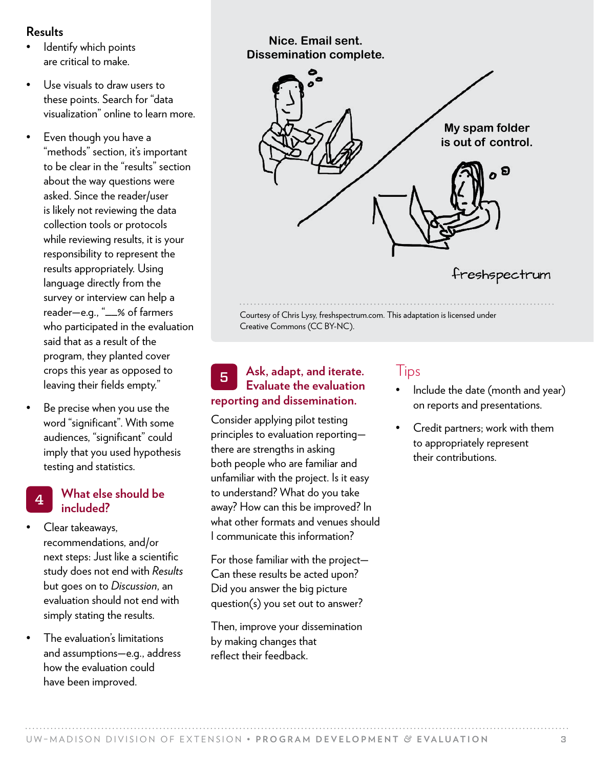### Results

- Identify which points are critical to make.
- Use visuals to draw users to these points. Search for "data visualization" online to learn more.
- Even though you have a "methods" section, it's important to be clear in the "results" section about the way questions were asked. Since the reader/user is likely not reviewing the data collection tools or protocols while reviewing results, it is your responsibility to represent the results appropriately. Using language directly from the survey or interview can help a reader—e.g., "__% of farmers who participated in the evaluation said that as a result of the program, they planted cover crops this year as opposed to leaving their fields empty."
- Be precise when you use the word "significant". With some audiences, "significant" could imply that you used hypothesis testing and statistics.

## 4 What else should be included?

- Clear takeaways, recommendations, and/or next steps: Just like a scientific study does not end with *Results* but goes on to *Discussion*, an evaluation should not end with simply stating the results.
- The evaluation's limitations and assumptions—e.g., address how the evaluation could have been improved.

Nice. Email sent. Dissemination complete.

My spam folder is out of control.

freshspectrum

Courtesy of Chris Lysy, freshspectrum.com. This adaptation is licensed under Creative Commons (CC BY-NC).

## 5 Ask, adapt, and iterate. Evaluate the evaluation reporting and dissemination.

Consider applying pilot testing principles to evaluation reporting—there are strengths in asking both people who are familiar and unfamiliar with the project. Is it easy to understand? What do you take away? How can this be improved? In what other formats and venues should I communicate this information?

For those familiar with the project—Can these results be acted upon? Did you answer the big picture question(s) you set out to answer?

Then, improve your dissemination by making changes that reflect their feedback.

## Tips

- Include the date (month and year) on reports and presentations.
- Credit partners; work with them to appropriately represent their contributions.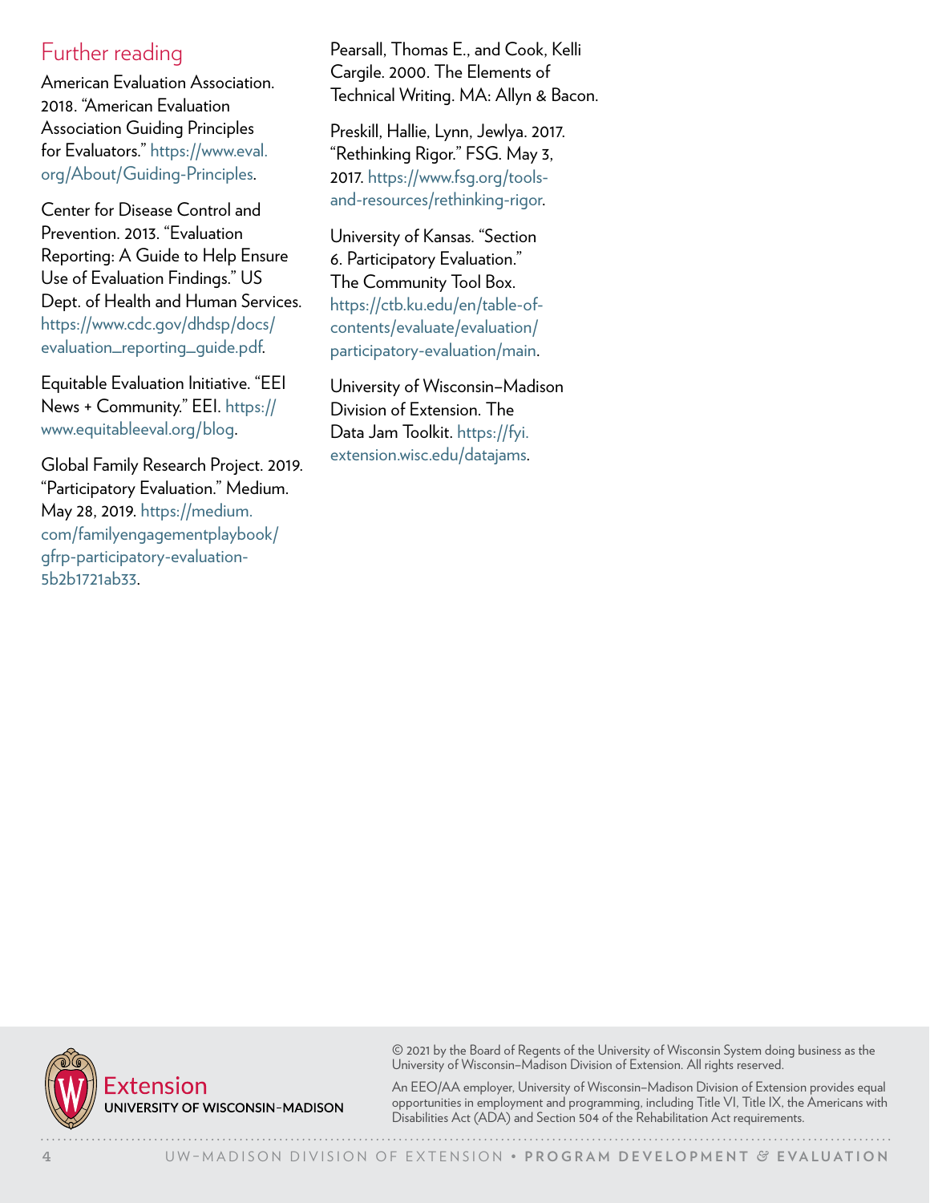## Further reading

American Evaluation Association. 2018. "American Evaluation Association Guiding Principles for Evaluators." https://www.eval.org/About/Guiding-Principles.

Center for Disease Control and Prevention. 2013. "Evaluation Reporting: A Guide to Help Ensure Use of Evaluation Findings." US Dept. of Health and Human Services. https://www.cdc.gov/dhdsp/docs/evaluation_reporting_guide.pdf.

Equitable Evaluation Initiative. "EEI News + Community." EEI. https://www.equitableeval.org/blog.

Global Family Research Project. 2019. "Participatory Evaluation." Medium. May 28, 2019. https://medium.com/familyengagementplaybook/gfrp-participatory-evaluation-5b2b1721ab33.

Pearsall, Thomas E., and Cook, Kelli Cargile. 2000. The Elements of Technical Writing. MA: Allyn & Bacon.

Preskill, Hallie, Lynn, Jewlya. 2017. "Rethinking Rigor." FSG. May 3, 2017. https://www.fsg.org/tools-and-resources/rethinking-rigor.

University of Kansas. "Section 6. Participatory Evaluation." The Community Tool Box. https://ctb.ku.edu/en/table-of-contents/evaluate/evaluation/participatory-evaluation/main.

University of Wisconsin–Madison Division of Extension. The Data Jam Toolkit. https://fyi.extension.wisc.edu/datajams.

Extension
UNIVERSITY OF WISCONSIN–MADISON

© 2021 by the Board of Regents of the University of Wisconsin System doing business as the University of Wisconsin–Madison Division of Extension. All rights reserved.

An EEO/AA employer, University of Wisconsin–Madison Division of Extension provides equal opportunities in employment and programming, including Title VI, Title IX, the Americans with Disabilities Act (ADA) and Section 504 of the Rehabilitation Act requirements.